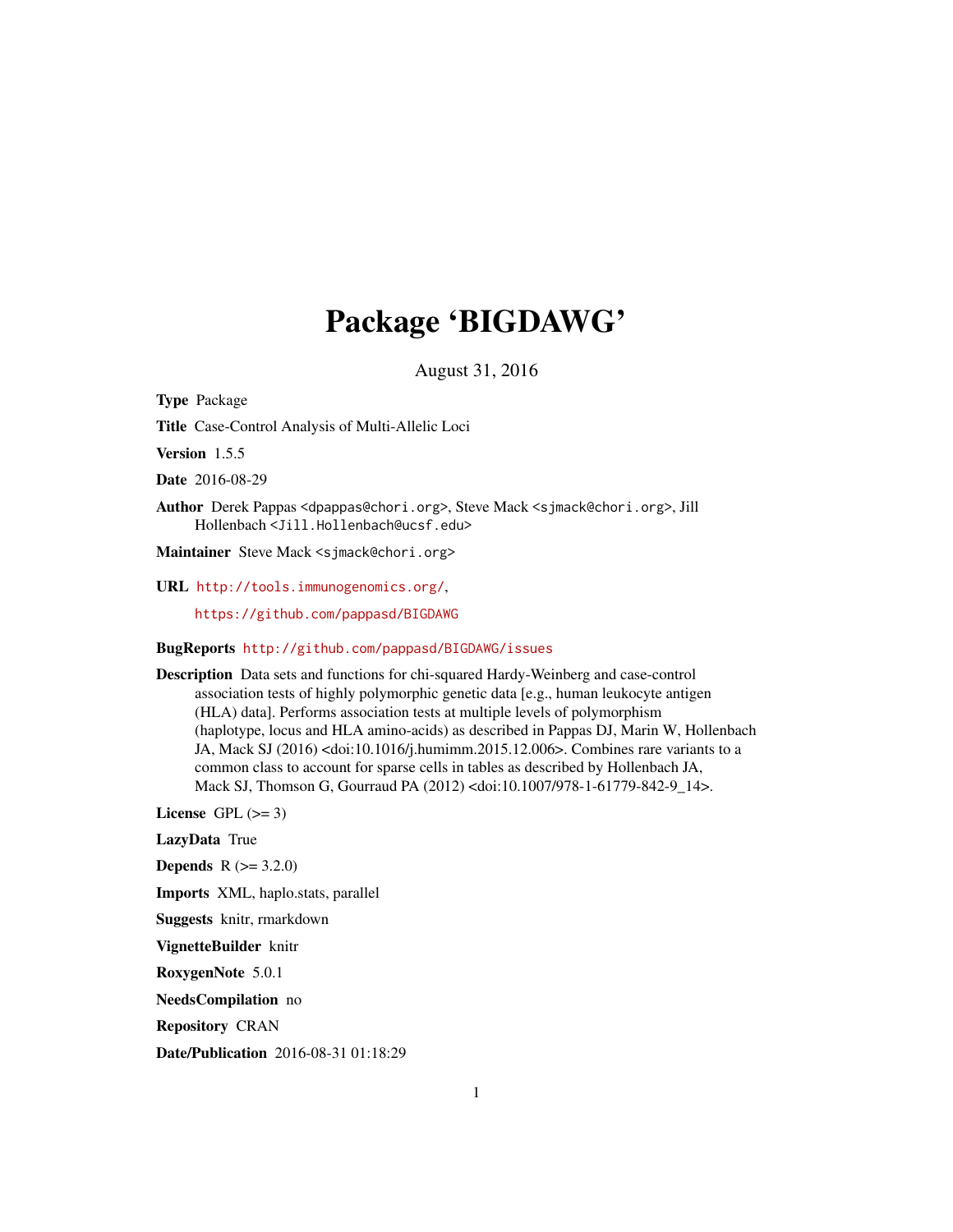# Package 'BIGDAWG'

August 31, 2016

**Type** Package

**Title** Case-Control Analysis of Multi-Allelic Loci

**Version** 1.5.5

**Date** 2016-08-29

**Author** Derek Pappas <dpappas@chori.org>, Steve Mack <sjmack@chori.org>, Jill Hollenbach <Jill.Hollenbach@ucsf.edu>

**Maintainer** Steve Mack <sjmack@chori.org>

**URL** http://tools.immunogenomics.org/,
https://github.com/pappasd/BIGDAWG

**BugReports** http://github.com/pappasd/BIGDAWG/issues

**Description** Data sets and functions for chi-squared Hardy-Weinberg and case-control association tests of highly polymorphic genetic data [e.g., human leukocyte antigen (HLA) data]. Performs association tests at multiple levels of polymorphism (haplotype, locus and HLA amino-acids) as described in Pappas DJ, Marin W, Hollenbach JA, Mack SJ (2016) <doi:10.1016/j.humimm.2015.12.006>. Combines rare variants to a common class to account for sparse cells in tables as described by Hollenbach JA, Mack SJ, Thomson G, Gourraud PA (2012) <doi:10.1007/978-1-61779-842-9_14>.

**License** GPL (>= 3)

**LazyData** True

**Depends** R (>= 3.2.0)

**Imports** XML, haplo.stats, parallel

**Suggests** knitr, rmarkdown

**VignetteBuilder** knitr

**RoxygenNote** 5.0.1

**NeedsCompilation** no

**Repository** CRAN

**Date/Publication** 2016-08-31 01:18:29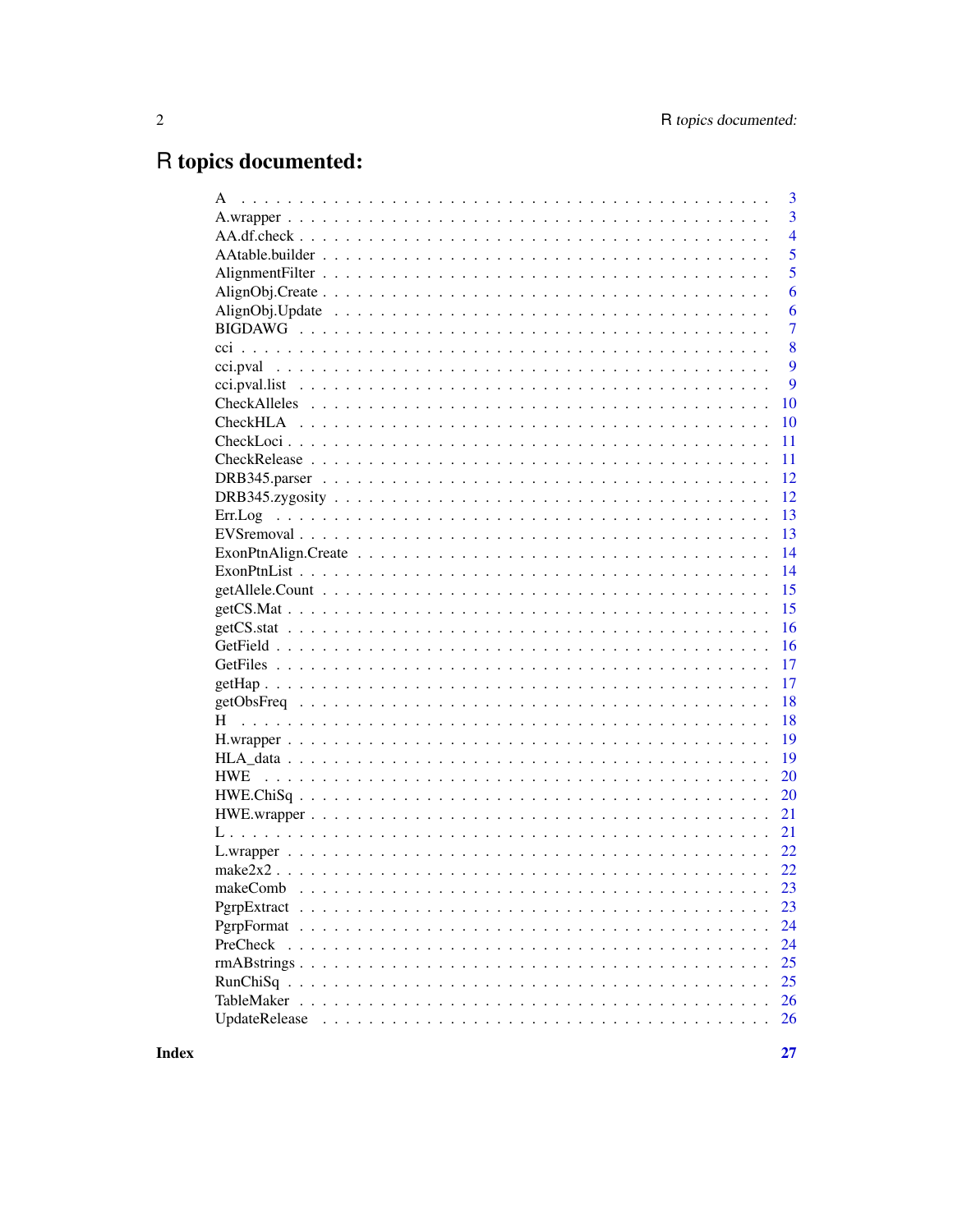# R topics documented:

| | |
|---|---|
| A | 3 |
| A.wrapper | 3 |
| AA.df.check | 4 |
| AAtable.builder | 5 |
| AlignmentFilter | 5 |
| AlignObj.Create | 6 |
| AlignObj.Update | 6 |
| BIGDAWG | 7 |
| cci | 8 |
| cci.pval | 9 |
| cci.pval.list | 9 |
| CheckAlleles | 10 |
| CheckHLA | 10 |
| CheckLoci | 11 |
| CheckRelease | 11 |
| DRB345.parser | 12 |
| DRB345.zygosity | 12 |
| Err.Log | 13 |
| EVSremoval | 13 |
| ExonPtnAlign.Create | 14 |
| ExonPtnList | 14 |
| getAllele.Count | 15 |
| getCS.Mat | 15 |
| getCS.stat | 16 |
| GetField | 16 |
| GetFiles | 17 |
| getHap | 17 |
| getObsFreq | 18 |
| H | 18 |
| H.wrapper | 19 |
| HLA_data | 19 |
| HWE | 20 |
| HWE.ChiSq | 20 |
| HWE.wrapper | 21 |
| L | 21 |
| L.wrapper | 22 |
| make2x2 | 22 |
| makeComb | 23 |
| PgrpExtract | 23 |
| PgrpFormat | 24 |
| PreCheck | 24 |
| rmABstrings | 25 |
| RunChiSq | 25 |
| TableMaker | 26 |
| UpdateRelease | 26 |

**Index** **27**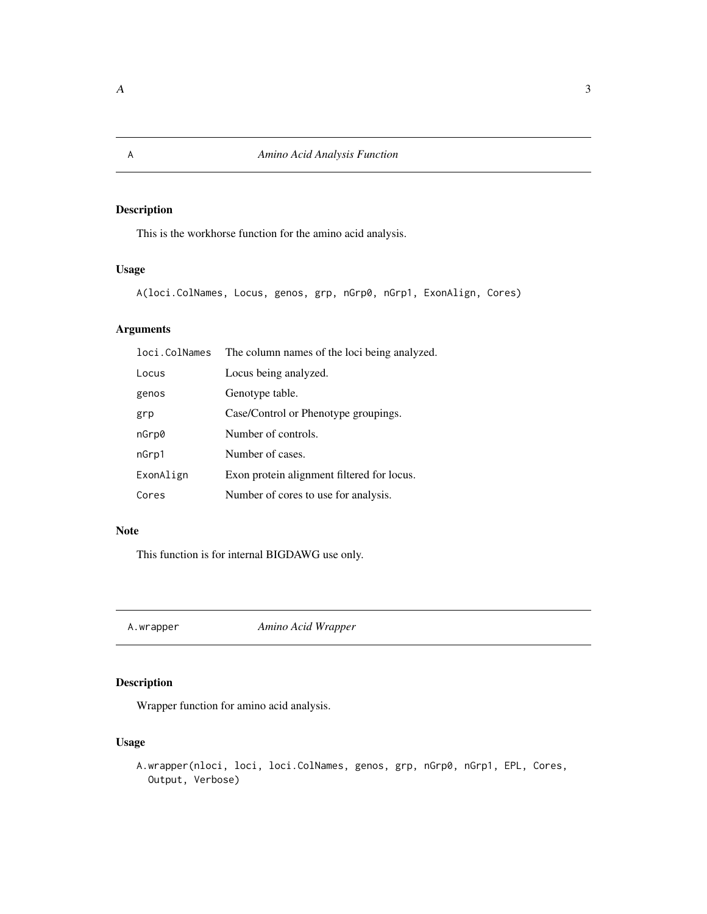## A — *Amino Acid Analysis Function*

### Description

This is the workhorse function for the amino acid analysis.

### Usage

```
A(loci.ColNames, Locus, genos, grp, nGrp0, nGrp1, ExonAlign, Cores)
```

### Arguments

| | |
|---|---|
| `loci.ColNames` | The column names of the loci being analyzed. |
| `Locus` | Locus being analyzed. |
| `genos` | Genotype table. |
| `grp` | Case/Control or Phenotype groupings. |
| `nGrp0` | Number of controls. |
| `nGrp1` | Number of cases. |
| `ExonAlign` | Exon protein alignment filtered for locus. |
| `Cores` | Number of cores to use for analysis. |

### Note

This function is for internal BIGDAWG use only.

## A.wrapper — *Amino Acid Wrapper*

### Description

Wrapper function for amino acid analysis.

### Usage

```
A.wrapper(nloci, loci, loci.ColNames, genos, grp, nGrp0, nGrp1, EPL, Cores,
  Output, Verbose)
```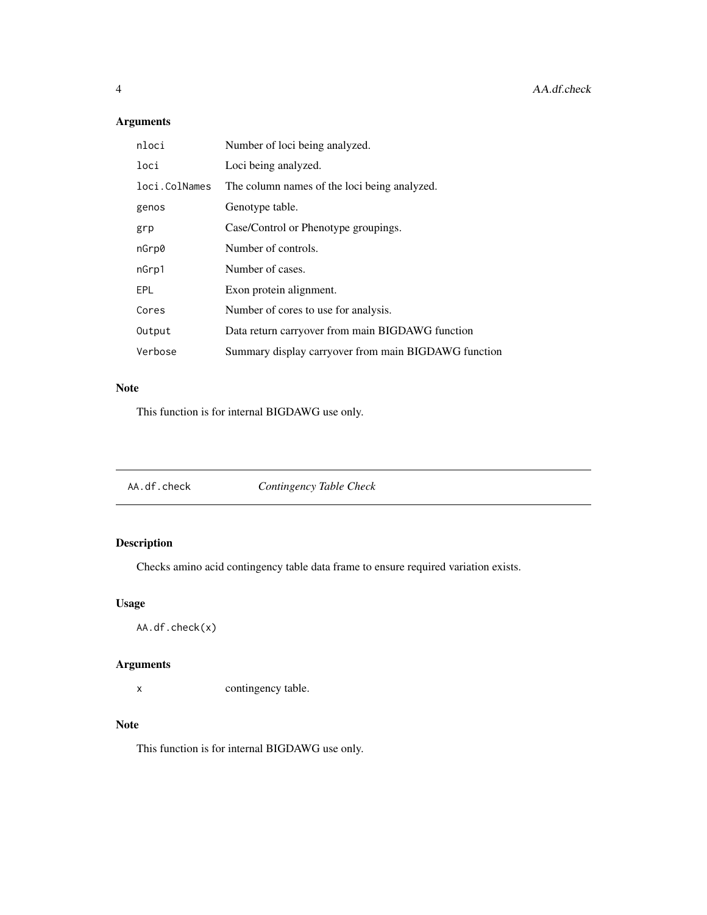## Arguments

| | |
|---|---|
| nloci | Number of loci being analyzed. |
| loci | Loci being analyzed. |
| loci.ColNames | The column names of the loci being analyzed. |
| genos | Genotype table. |
| grp | Case/Control or Phenotype groupings. |
| nGrp0 | Number of controls. |
| nGrp1 | Number of cases. |
| EPL | Exon protein alignment. |
| Cores | Number of cores to use for analysis. |
| Output | Data return carryover from main BIGDAWG function |
| Verbose | Summary display carryover from main BIGDAWG function |

## Note

This function is for internal BIGDAWG use only.

---

# AA.df.check &nbsp;&nbsp;&nbsp; *Contingency Table Check*

## Description

Checks amino acid contingency table data frame to ensure required variation exists.

## Usage

```
AA.df.check(x)
```

## Arguments

| | |
|---|---|
| x | contingency table. |

## Note

This function is for internal BIGDAWG use only.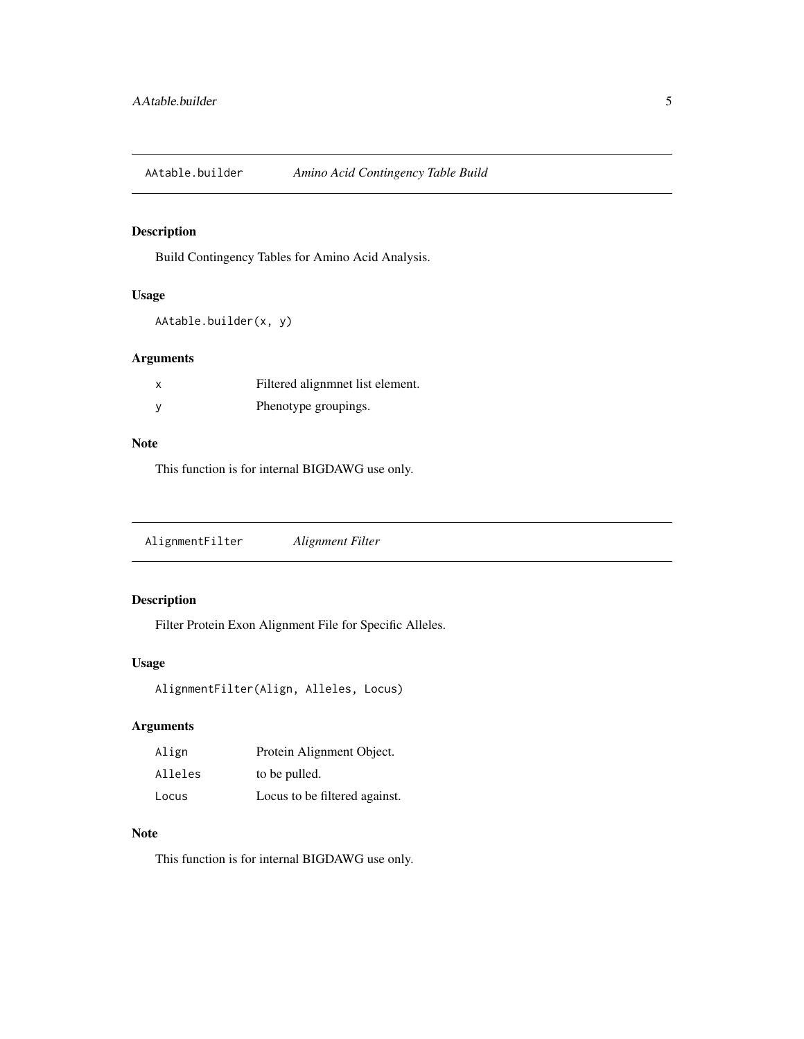## AAtable.builder *Amino Acid Contingency Table Build*

### Description

Build Contingency Tables for Amino Acid Analysis.

### Usage

```
AAtable.builder(x, y)
```

### Arguments

| | |
|---|---|
| x | Filtered alignmnet list element. |
| y | Phenotype groupings. |

### Note

This function is for internal BIGDAWG use only.

## AlignmentFilter *Alignment Filter*

### Description

Filter Protein Exon Alignment File for Specific Alleles.

### Usage

```
AlignmentFilter(Align, Alleles, Locus)
```

### Arguments

| | |
|---|---|
| Align | Protein Alignment Object. |
| Alleles | to be pulled. |
| Locus | Locus to be filtered against. |

### Note

This function is for internal BIGDAWG use only.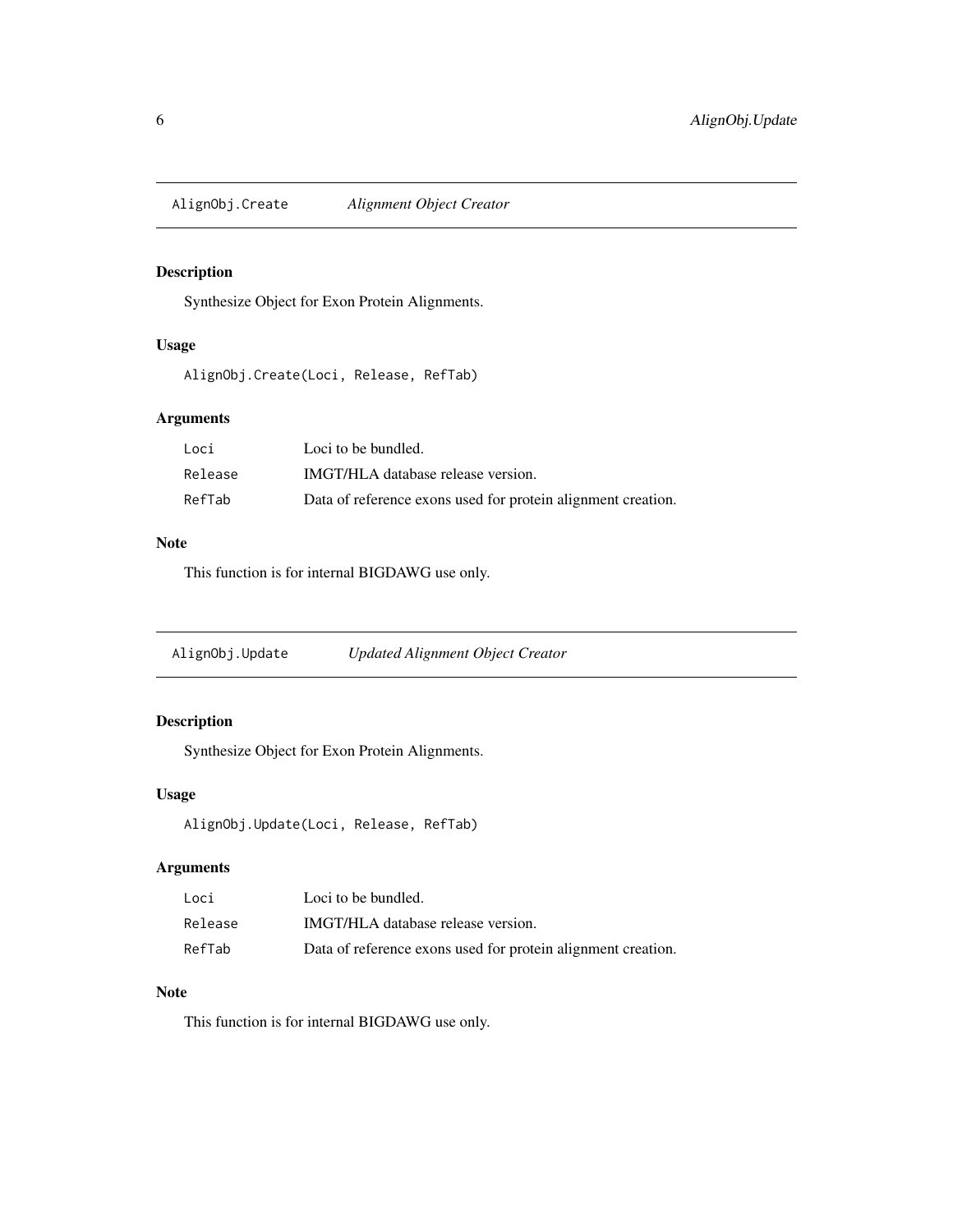## AlignObj.Create    *Alignment Object Creator*

### Description

Synthesize Object for Exon Protein Alignments.

### Usage

```
AlignObj.Create(Loci, Release, RefTab)
```

### Arguments

| | |
|---|---|
| Loci | Loci to be bundled. |
| Release | IMGT/HLA database release version. |
| RefTab | Data of reference exons used for protein alignment creation. |

### Note

This function is for internal BIGDAWG use only.

## AlignObj.Update    *Updated Alignment Object Creator*

### Description

Synthesize Object for Exon Protein Alignments.

### Usage

```
AlignObj.Update(Loci, Release, RefTab)
```

### Arguments

| | |
|---|---|
| Loci | Loci to be bundled. |
| Release | IMGT/HLA database release version. |
| RefTab | Data of reference exons used for protein alignment creation. |

### Note

This function is for internal BIGDAWG use only.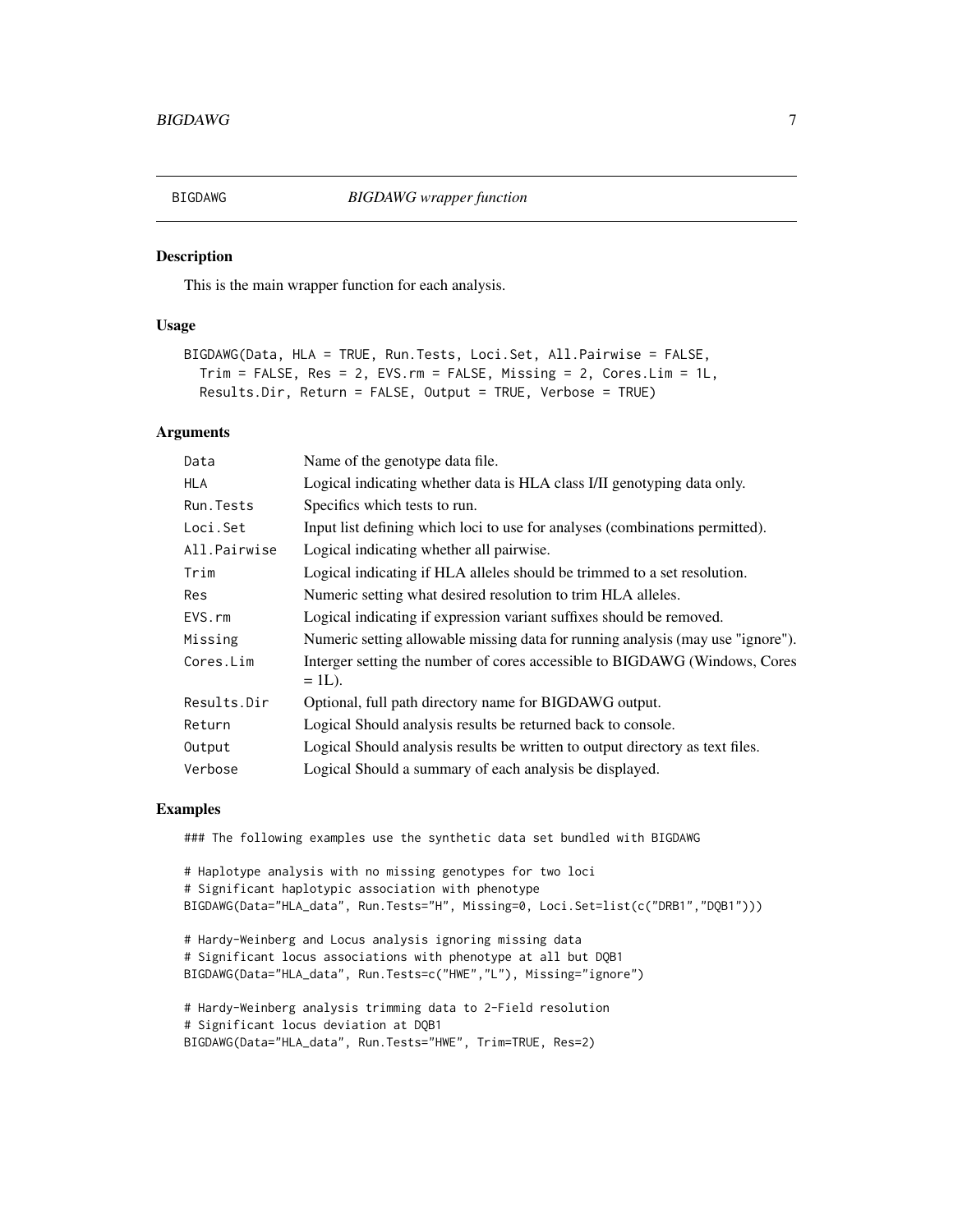## BIGDAWG — *BIGDAWG wrapper function*

### Description

This is the main wrapper function for each analysis.

### Usage

```
BIGDAWG(Data, HLA = TRUE, Run.Tests, Loci.Set, All.Pairwise = FALSE,
  Trim = FALSE, Res = 2, EVS.rm = FALSE, Missing = 2, Cores.Lim = 1L,
  Results.Dir, Return = FALSE, Output = TRUE, Verbose = TRUE)
```

### Arguments

| | |
|---|---|
| `Data` | Name of the genotype data file. |
| `HLA` | Logical indicating whether data is HLA class I/II genotyping data only. |
| `Run.Tests` | Specifics which tests to run. |
| `Loci.Set` | Input list defining which loci to use for analyses (combinations permitted). |
| `All.Pairwise` | Logical indicating whether all pairwise. |
| `Trim` | Logical indicating if HLA alleles should be trimmed to a set resolution. |
| `Res` | Numeric setting what desired resolution to trim HLA alleles. |
| `EVS.rm` | Logical indicating if expression variant suffixes should be removed. |
| `Missing` | Numeric setting allowable missing data for running analysis (may use "ignore"). |
| `Cores.Lim` | Interger setting the number of cores accessible to BIGDAWG (Windows, Cores = 1L). |
| `Results.Dir` | Optional, full path directory name for BIGDAWG output. |
| `Return` | Logical Should analysis results be returned back to console. |
| `Output` | Logical Should analysis results be written to output directory as text files. |
| `Verbose` | Logical Should a summary of each analysis be displayed. |

### Examples

```
### The following examples use the synthetic data set bundled with BIGDAWG

# Haplotype analysis with no missing genotypes for two loci
# Significant haplotypic association with phenotype
BIGDAWG(Data="HLA_data", Run.Tests="H", Missing=0, Loci.Set=list(c("DRB1","DQB1")))

# Hardy-Weinberg and Locus analysis ignoring missing data
# Significant locus associations with phenotype at all but DQB1
BIGDAWG(Data="HLA_data", Run.Tests=c("HWE","L"), Missing="ignore")

# Hardy-Weinberg analysis trimming data to 2-Field resolution
# Significant locus deviation at DQB1
BIGDAWG(Data="HLA_data", Run.Tests="HWE", Trim=TRUE, Res=2)
```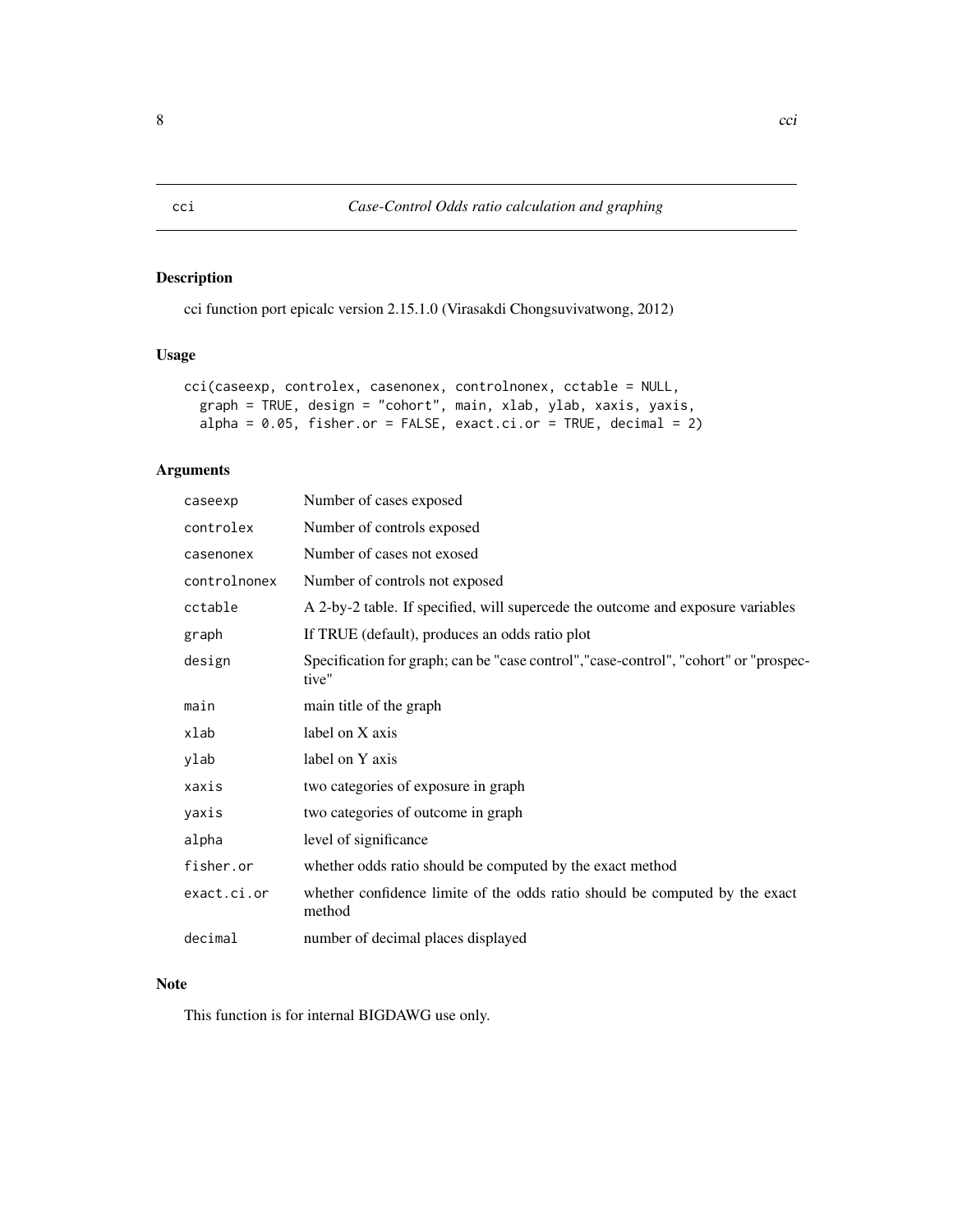# cci — *Case-Control Odds ratio calculation and graphing*

## Description

cci function port epicalc version 2.15.1.0 (Virasakdi Chongsuvivatwong, 2012)

## Usage

```
cci(caseexp, controlex, casenonex, controlnonex, cctable = NULL,
  graph = TRUE, design = "cohort", main, xlab, ylab, xaxis, yaxis,
  alpha = 0.05, fisher.or = FALSE, exact.ci.or = TRUE, decimal = 2)
```

## Arguments

| | |
|---|---|
| `caseexp` | Number of cases exposed |
| `controlex` | Number of controls exposed |
| `casenonex` | Number of cases not exosed |
| `controlnonex` | Number of controls not exposed |
| `cctable` | A 2-by-2 table. If specified, will supercede the outcome and exposure variables |
| `graph` | If TRUE (default), produces an odds ratio plot |
| `design` | Specification for graph; can be "case control","case-control", "cohort" or "prospective" |
| `main` | main title of the graph |
| `xlab` | label on X axis |
| `ylab` | label on Y axis |
| `xaxis` | two categories of exposure in graph |
| `yaxis` | two categories of outcome in graph |
| `alpha` | level of significance |
| `fisher.or` | whether odds ratio should be computed by the exact method |
| `exact.ci.or` | whether confidence limite of the odds ratio should be computed by the exact method |
| `decimal` | number of decimal places displayed |

## Note

This function is for internal BIGDAWG use only.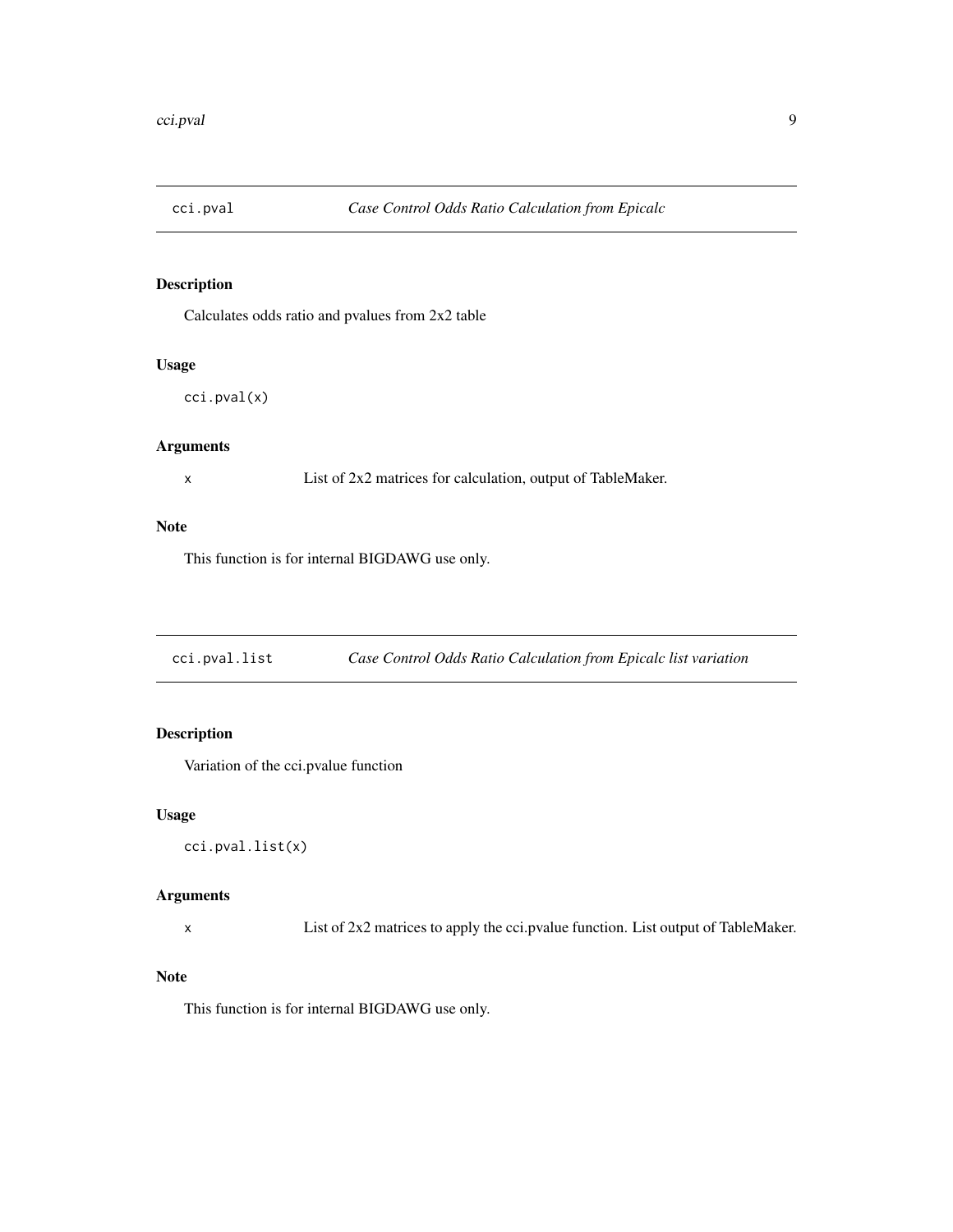## cci.pval — *Case Control Odds Ratio Calculation from Epicalc*

### Description

Calculates odds ratio and pvalues from 2x2 table

### Usage

```
cci.pval(x)
```

### Arguments

| | |
|---|---|
| x | List of 2x2 matrices for calculation, output of TableMaker. |

### Note

This function is for internal BIGDAWG use only.

## cci.pval.list — *Case Control Odds Ratio Calculation from Epicalc list variation*

### Description

Variation of the cci.pvalue function

### Usage

```
cci.pval.list(x)
```

### Arguments

| | |
|---|---|
| x | List of 2x2 matrices to apply the cci.pvalue function. List output of TableMaker. |

### Note

This function is for internal BIGDAWG use only.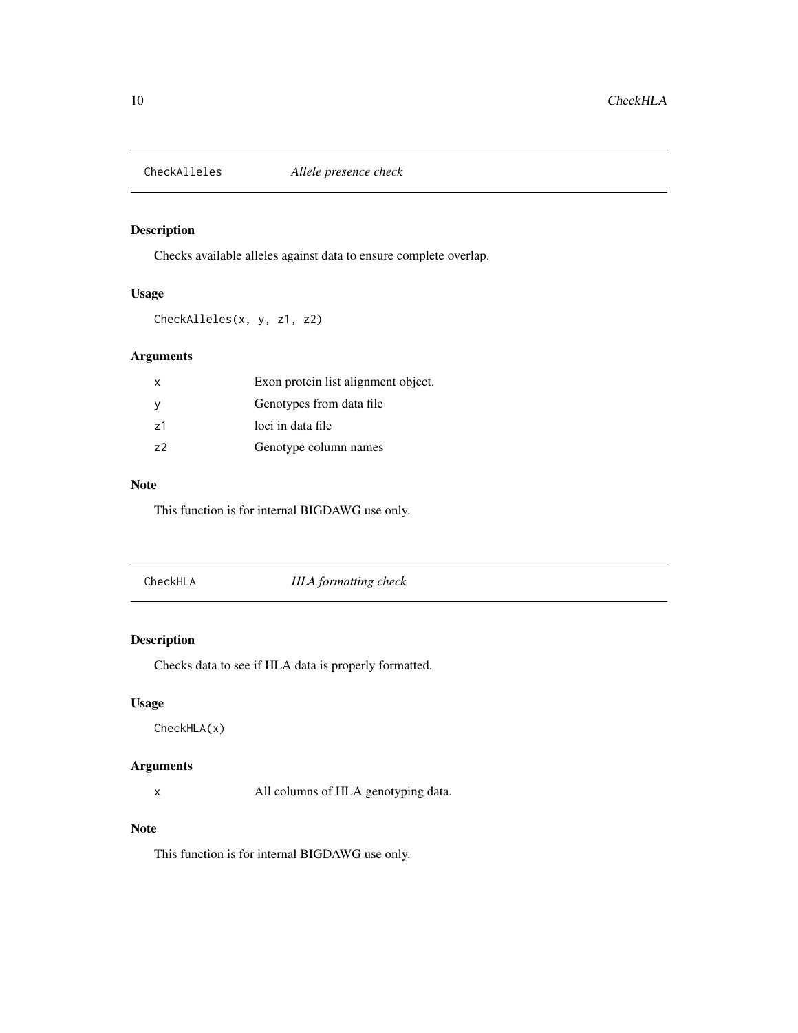## CheckAlleles — *Allele presence check*

### Description

Checks available alleles against data to ensure complete overlap.

### Usage

```
CheckAlleles(x, y, z1, z2)
```

### Arguments

| | |
|---|---|
| x | Exon protein list alignment object. |
| y | Genotypes from data file |
| z1 | loci in data file |
| z2 | Genotype column names |

### Note

This function is for internal BIGDAWG use only.

## CheckHLA — *HLA formatting check*

### Description

Checks data to see if HLA data is properly formatted.

### Usage

```
CheckHLA(x)
```

### Arguments

| | |
|---|---|
| x | All columns of HLA genotyping data. |

### Note

This function is for internal BIGDAWG use only.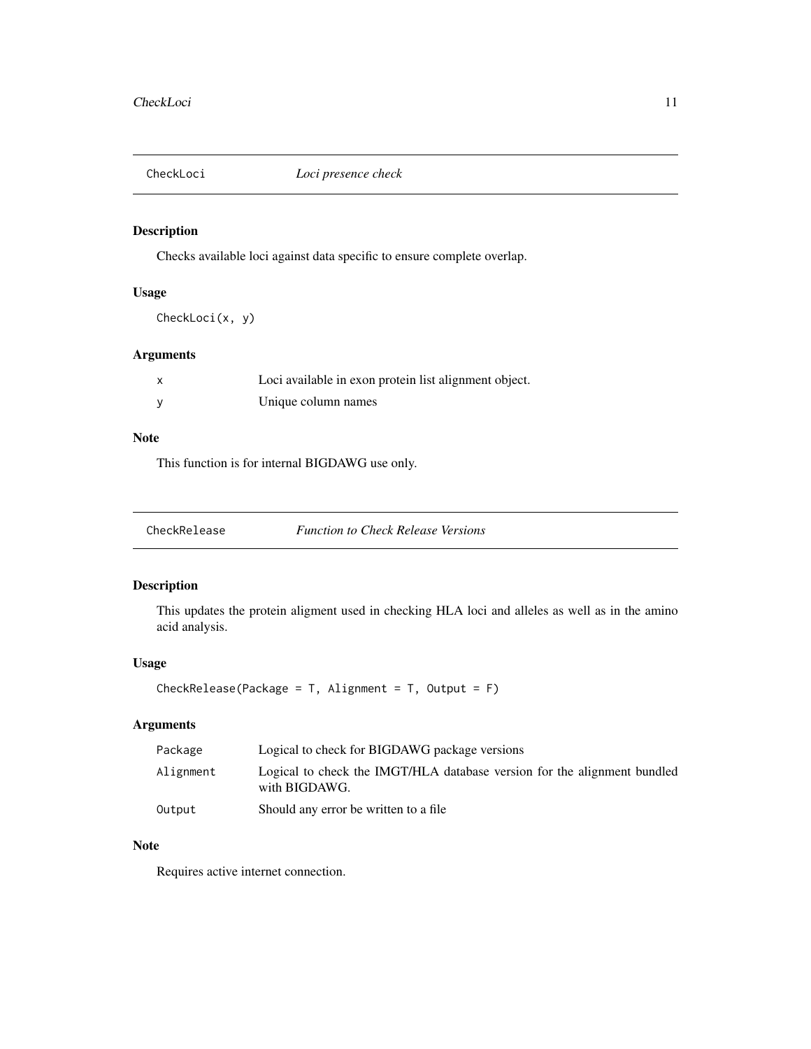## CheckLoci *Loci presence check*

### Description

Checks available loci against data specific to ensure complete overlap.

### Usage

```
CheckLoci(x, y)
```

### Arguments

| | |
|---|---|
| x | Loci available in exon protein list alignment object. |
| y | Unique column names |

### Note

This function is for internal BIGDAWG use only.

## CheckRelease *Function to Check Release Versions*

### Description

This updates the protein aligment used in checking HLA loci and alleles as well as in the amino acid analysis.

### Usage

```
CheckRelease(Package = T, Alignment = T, Output = F)
```

### Arguments

| | |
|---|---|
| Package | Logical to check for BIGDAWG package versions |
| Alignment | Logical to check the IMGT/HLA database version for the alignment bundled with BIGDAWG. |
| Output | Should any error be written to a file |

### Note

Requires active internet connection.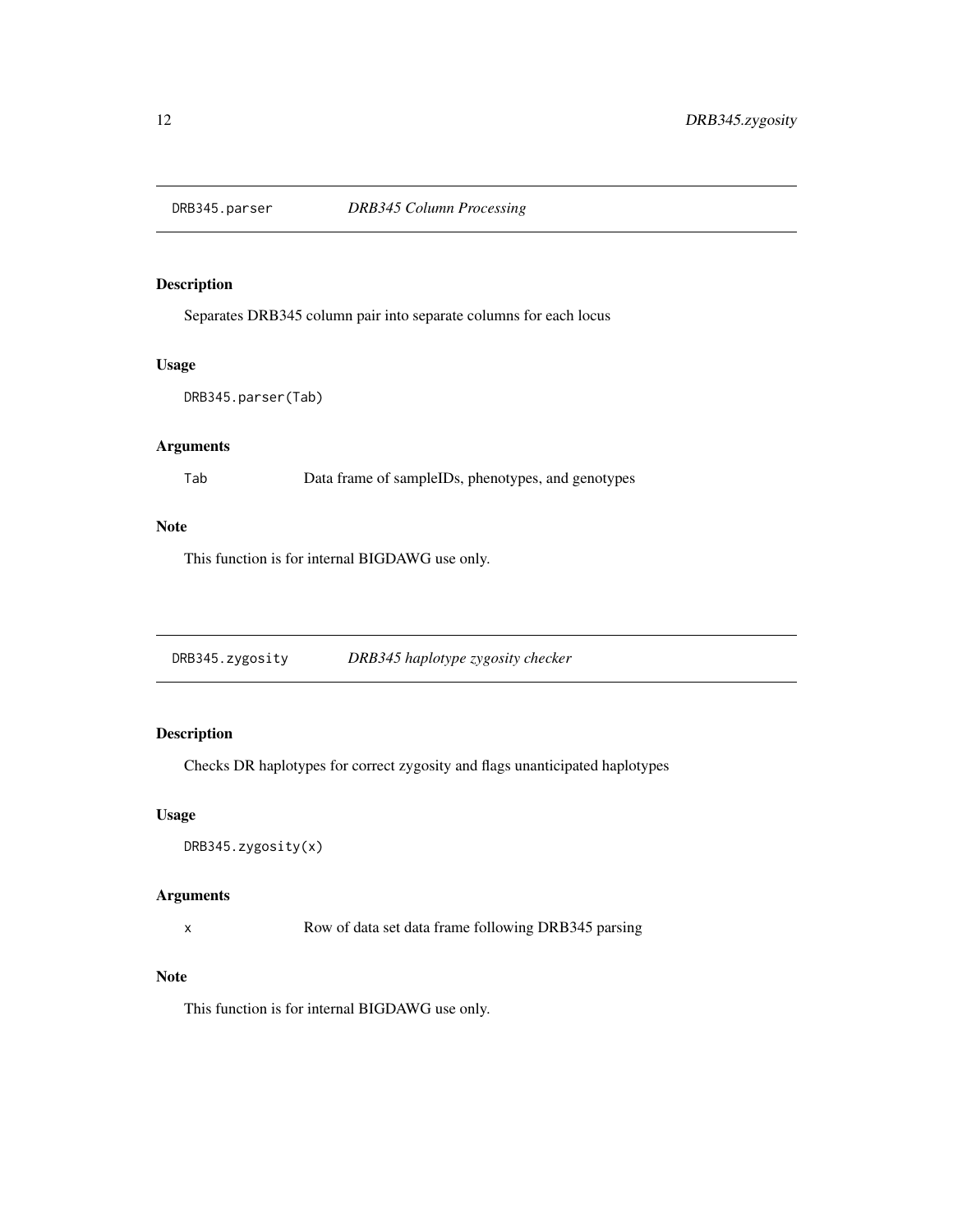## DRB345.parser — *DRB345 Column Processing*

### Description

Separates DRB345 column pair into separate columns for each locus

### Usage

```
DRB345.parser(Tab)
```

### Arguments

| | |
|---|---|
| Tab | Data frame of sampleIDs, phenotypes, and genotypes |

### Note

This function is for internal BIGDAWG use only.

## DRB345.zygosity — *DRB345 haplotype zygosity checker*

### Description

Checks DR haplotypes for correct zygosity and flags unanticipated haplotypes

### Usage

```
DRB345.zygosity(x)
```

### Arguments

| | |
|---|---|
| x | Row of data set data frame following DRB345 parsing |

### Note

This function is for internal BIGDAWG use only.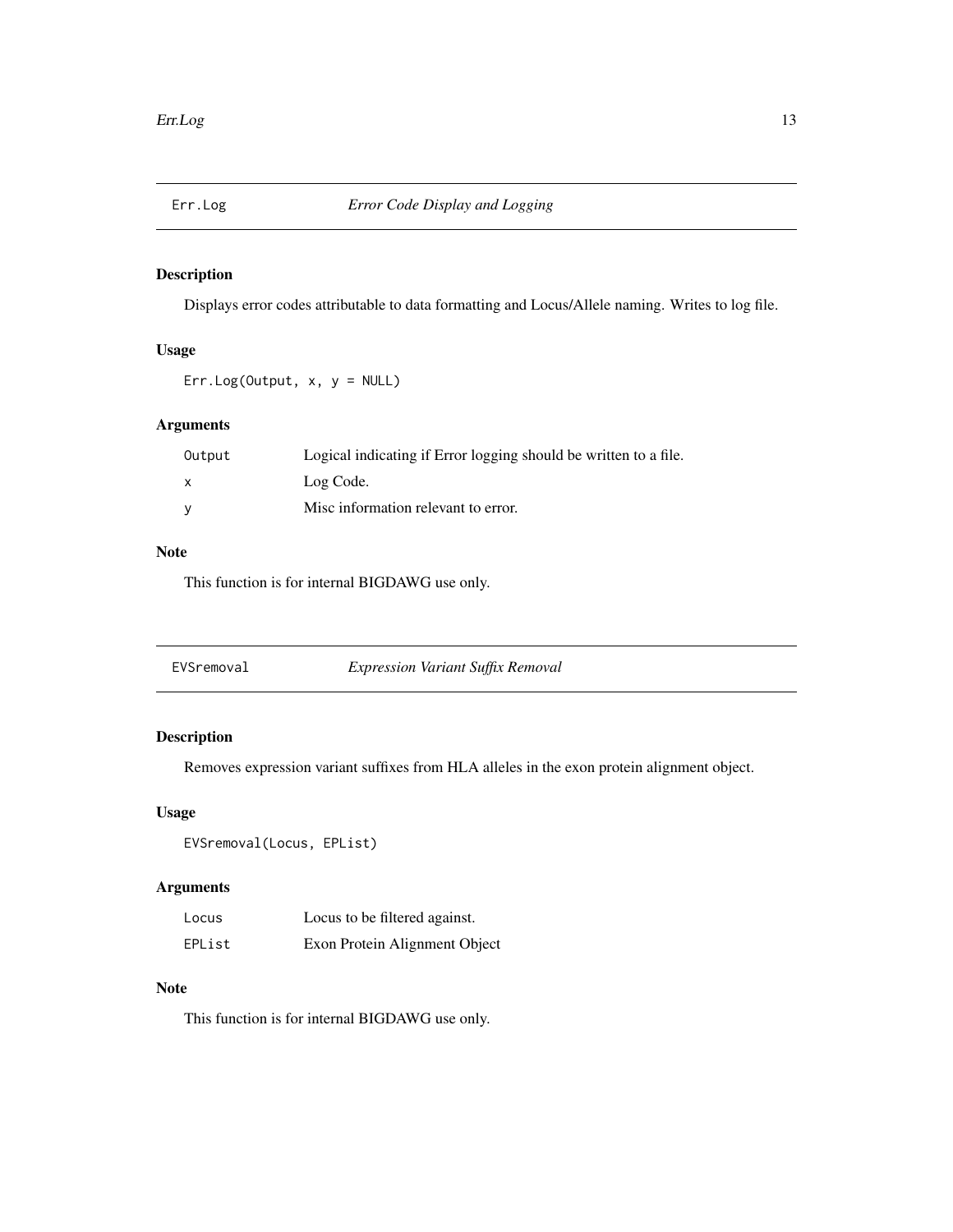## Err.Log *Error Code Display and Logging*

### Description

Displays error codes attributable to data formatting and Locus/Allele naming. Writes to log file.

### Usage

```
Err.Log(Output, x, y = NULL)
```

### Arguments

| | |
|---|---|
| `Output` | Logical indicating if Error logging should be written to a file. |
| `x` | Log Code. |
| `y` | Misc information relevant to error. |

### Note

This function is for internal BIGDAWG use only.

## EVSremoval *Expression Variant Suffix Removal*

### Description

Removes expression variant suffixes from HLA alleles in the exon protein alignment object.

### Usage

```
EVSremoval(Locus, EPList)
```

### Arguments

| | |
|---|---|
| `Locus` | Locus to be filtered against. |
| `EPList` | Exon Protein Alignment Object |

### Note

This function is for internal BIGDAWG use only.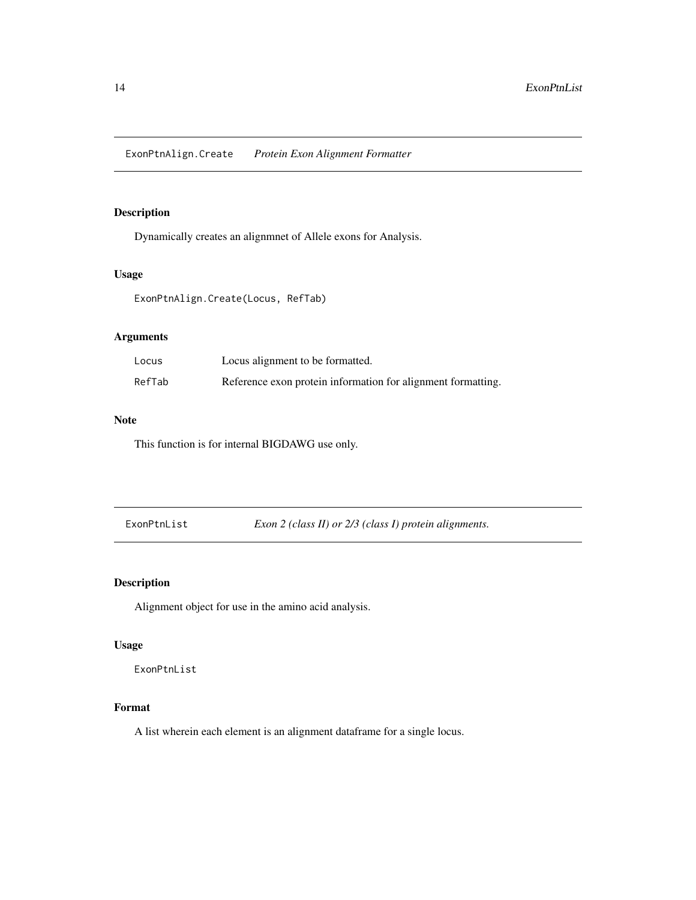## ExonPtnAlign.Create *Protein Exon Alignment Formatter*

### Description

Dynamically creates an alignmnet of Allele exons for Analysis.

### Usage

```
ExonPtnAlign.Create(Locus, RefTab)
```

### Arguments

| | |
|---|---|
| Locus | Locus alignment to be formatted. |
| RefTab | Reference exon protein information for alignment formatting. |

### Note

This function is for internal BIGDAWG use only.

## ExonPtnList *Exon 2 (class II) or 2/3 (class I) protein alignments.*

### Description

Alignment object for use in the amino acid analysis.

### Usage

```
ExonPtnList
```

### Format

A list wherein each element is an alignment dataframe for a single locus.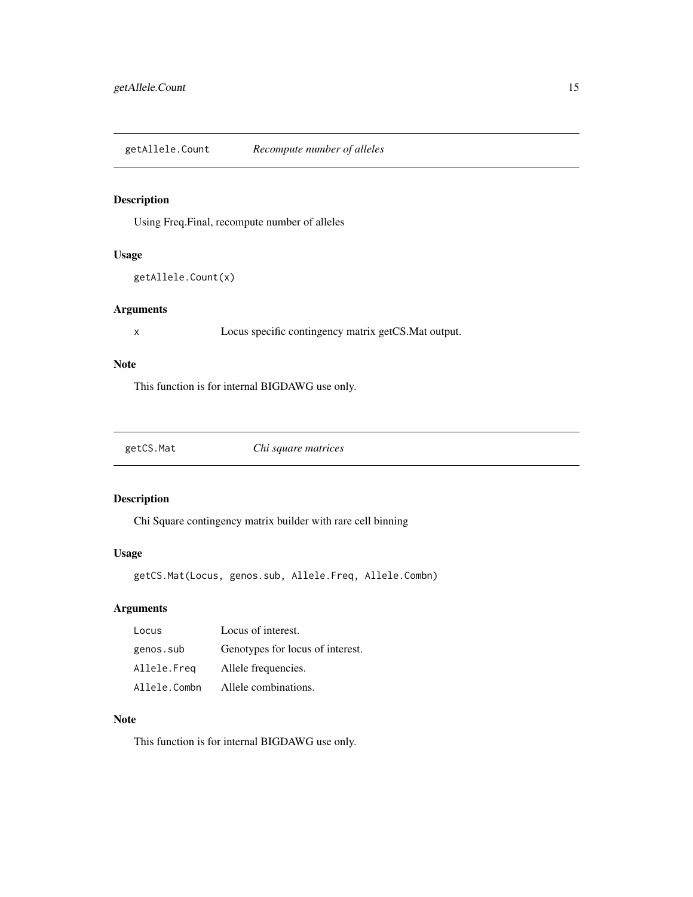## getAllele.Count *Recompute number of alleles*

### Description

Using Freq.Final, recompute number of alleles

### Usage

```
getAllele.Count(x)
```

### Arguments

| | |
|---|---|
| `x` | Locus specific contingency matrix getCS.Mat output. |

### Note

This function is for internal BIGDAWG use only.

## getCS.Mat *Chi square matrices*

### Description

Chi Square contingency matrix builder with rare cell binning

### Usage

```
getCS.Mat(Locus, genos.sub, Allele.Freq, Allele.Combn)
```

### Arguments

| | |
|---|---|
| `Locus` | Locus of interest. |
| `genos.sub` | Genotypes for locus of interest. |
| `Allele.Freq` | Allele frequencies. |
| `Allele.Combn` | Allele combinations. |

### Note

This function is for internal BIGDAWG use only.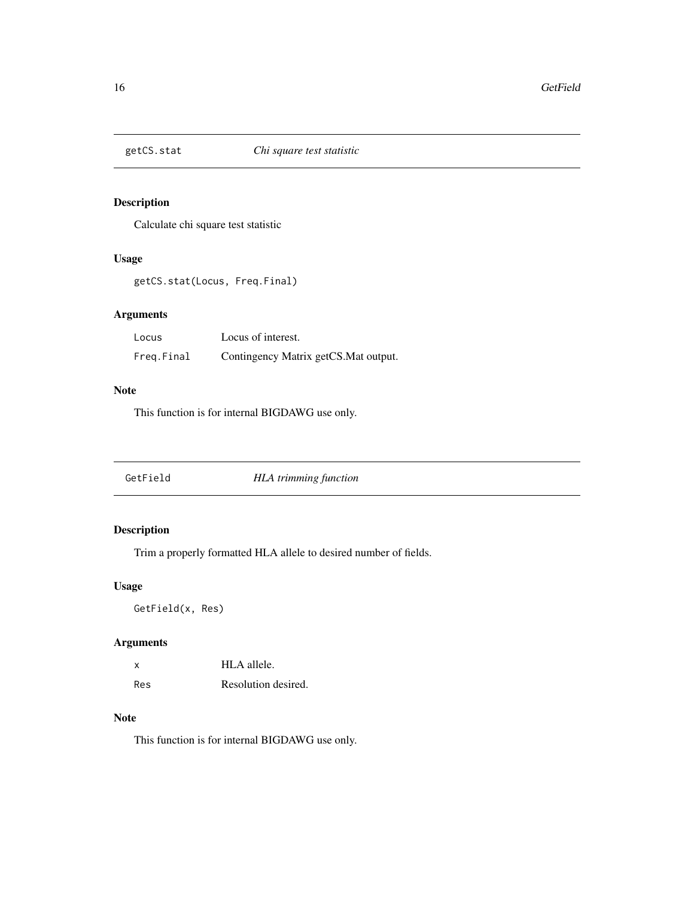## getCS.stat *Chi square test statistic*

### Description

Calculate chi square test statistic

### Usage

```
getCS.stat(Locus, Freq.Final)
```

### Arguments

| | |
|---|---|
| Locus | Locus of interest. |
| Freq.Final | Contingency Matrix getCS.Mat output. |

### Note

This function is for internal BIGDAWG use only.

## GetField *HLA trimming function*

### Description

Trim a properly formatted HLA allele to desired number of fields.

### Usage

```
GetField(x, Res)
```

### Arguments

| | |
|---|---|
| x | HLA allele. |
| Res | Resolution desired. |

### Note

This function is for internal BIGDAWG use only.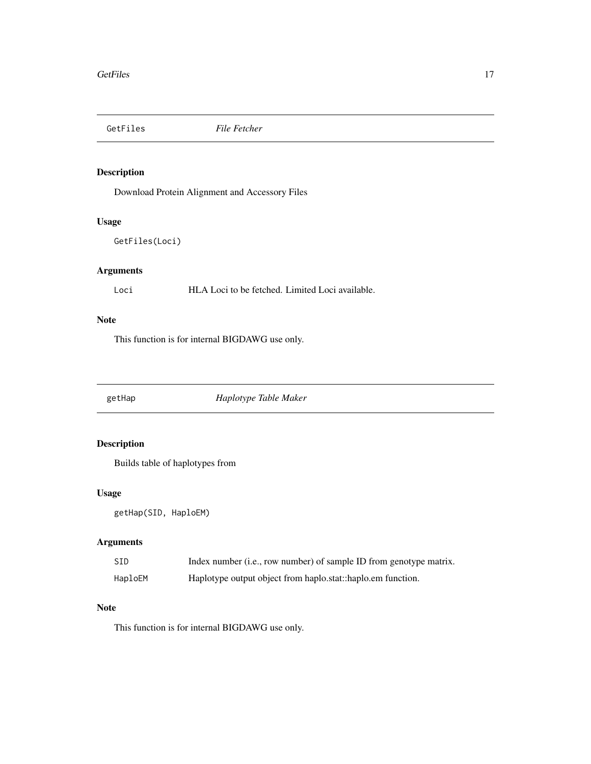## GetFiles *File Fetcher*

### Description

Download Protein Alignment and Accessory Files

### Usage

```
GetFiles(Loci)
```

### Arguments

| | |
|---|---|
| Loci | HLA Loci to be fetched. Limited Loci available. |

### Note

This function is for internal BIGDAWG use only.

## getHap *Haplotype Table Maker*

### Description

Builds table of haplotypes from

### Usage

```
getHap(SID, HaploEM)
```

### Arguments

| | |
|---|---|
| SID | Index number (i.e., row number) of sample ID from genotype matrix. |
| HaploEM | Haplotype output object from haplo.stat::haplo.em function. |

### Note

This function is for internal BIGDAWG use only.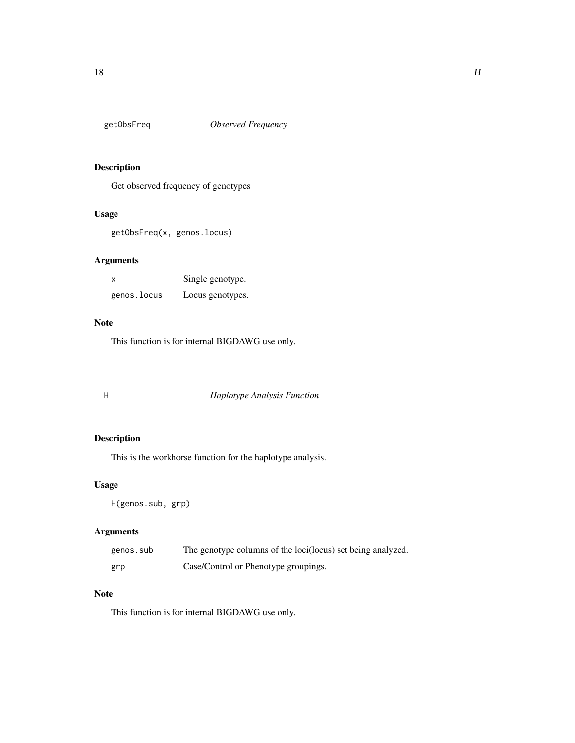## getObsFreq *Observed Frequency*

### Description

Get observed frequency of genotypes

### Usage

```
getObsFreq(x, genos.locus)
```

### Arguments

| | |
|---|---|
| `x` | Single genotype. |
| `genos.locus` | Locus genotypes. |

### Note

This function is for internal BIGDAWG use only.

## H *Haplotype Analysis Function*

### Description

This is the workhorse function for the haplotype analysis.

### Usage

```
H(genos.sub, grp)
```

### Arguments

| | |
|---|---|
| `genos.sub` | The genotype columns of the loci(locus) set being analyzed. |
| `grp` | Case/Control or Phenotype groupings. |

### Note

This function is for internal BIGDAWG use only.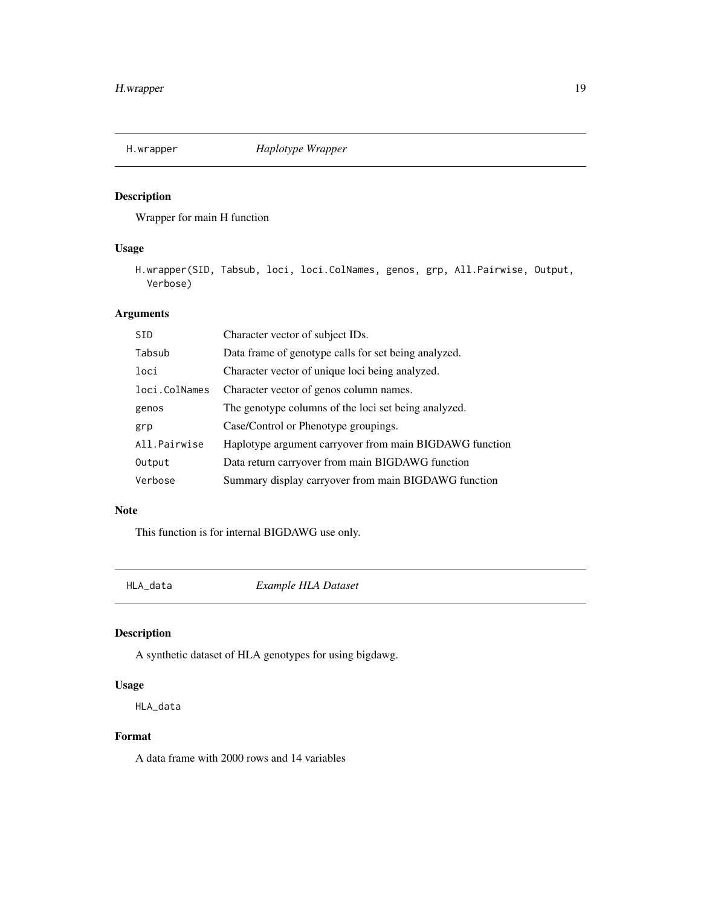## H.wrapper *Haplotype Wrapper*

### Description

Wrapper for main H function

### Usage

```
H.wrapper(SID, Tabsub, loci, loci.ColNames, genos, grp, All.Pairwise, Output,
  Verbose)
```

### Arguments

| Argument | Description |
|---|---|
| SID | Character vector of subject IDs. |
| Tabsub | Data frame of genotype calls for set being analyzed. |
| loci | Character vector of unique loci being analyzed. |
| loci.ColNames | Character vector of genos column names. |
| genos | The genotype columns of the loci set being analyzed. |
| grp | Case/Control or Phenotype groupings. |
| All.Pairwise | Haplotype argument carryover from main BIGDAWG function |
| Output | Data return carryover from main BIGDAWG function |
| Verbose | Summary display carryover from main BIGDAWG function |

### Note

This function is for internal BIGDAWG use only.

## HLA_data *Example HLA Dataset*

### Description

A synthetic dataset of HLA genotypes for using bigdawg.

### Usage

```
HLA_data
```

### Format

A data frame with 2000 rows and 14 variables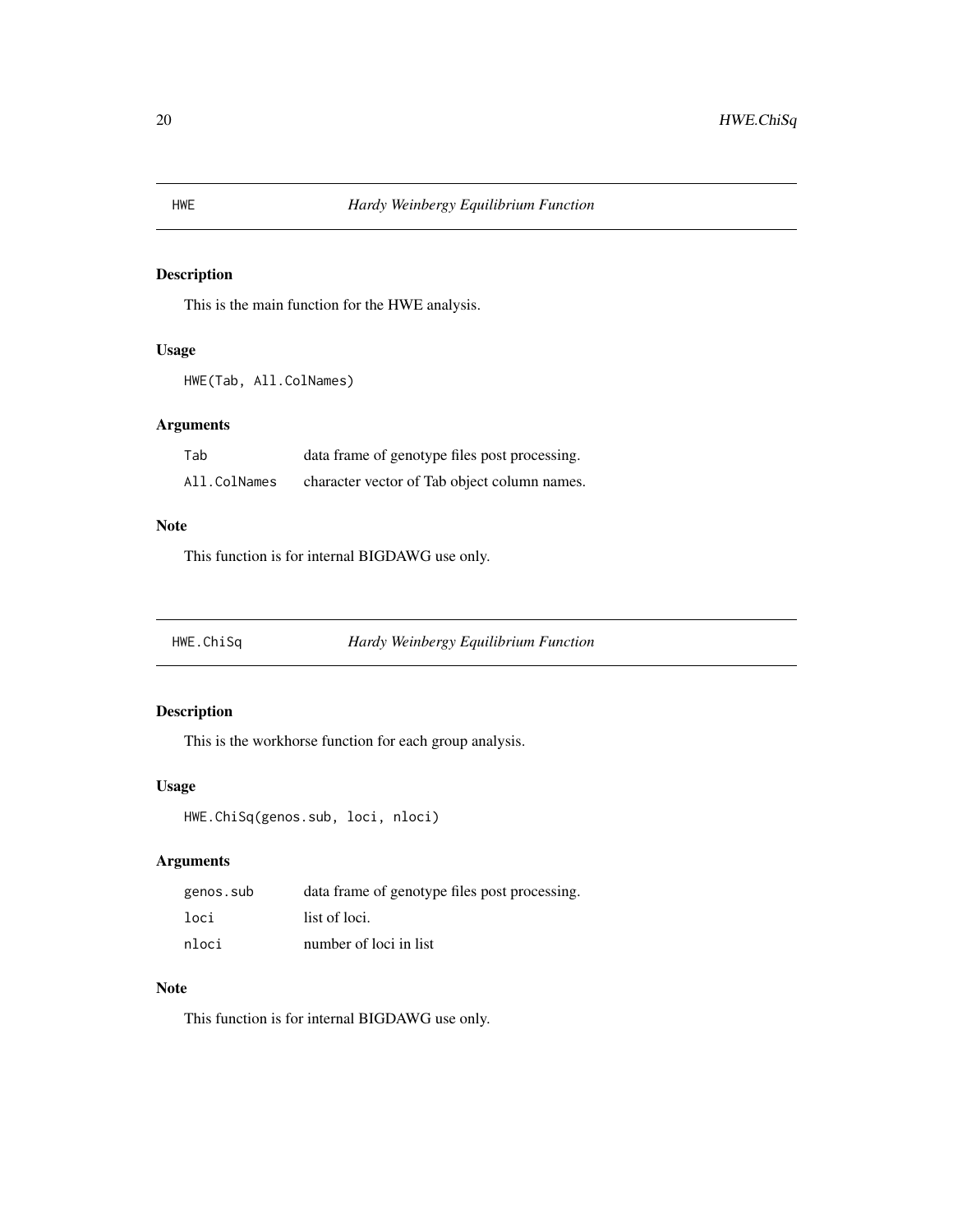## HWE    *Hardy Weinbergy Equilibrium Function*

### Description

This is the main function for the HWE analysis.

### Usage

```
HWE(Tab, All.ColNames)
```

### Arguments

| | |
|---|---|
| `Tab` | data frame of genotype files post processing. |
| `All.ColNames` | character vector of Tab object column names. |

### Note

This function is for internal BIGDAWG use only.

## HWE.ChiSq    *Hardy Weinbergy Equilibrium Function*

### Description

This is the workhorse function for each group analysis.

### Usage

```
HWE.ChiSq(genos.sub, loci, nloci)
```

### Arguments

| | |
|---|---|
| `genos.sub` | data frame of genotype files post processing. |
| `loci` | list of loci. |
| `nloci` | number of loci in list |

### Note

This function is for internal BIGDAWG use only.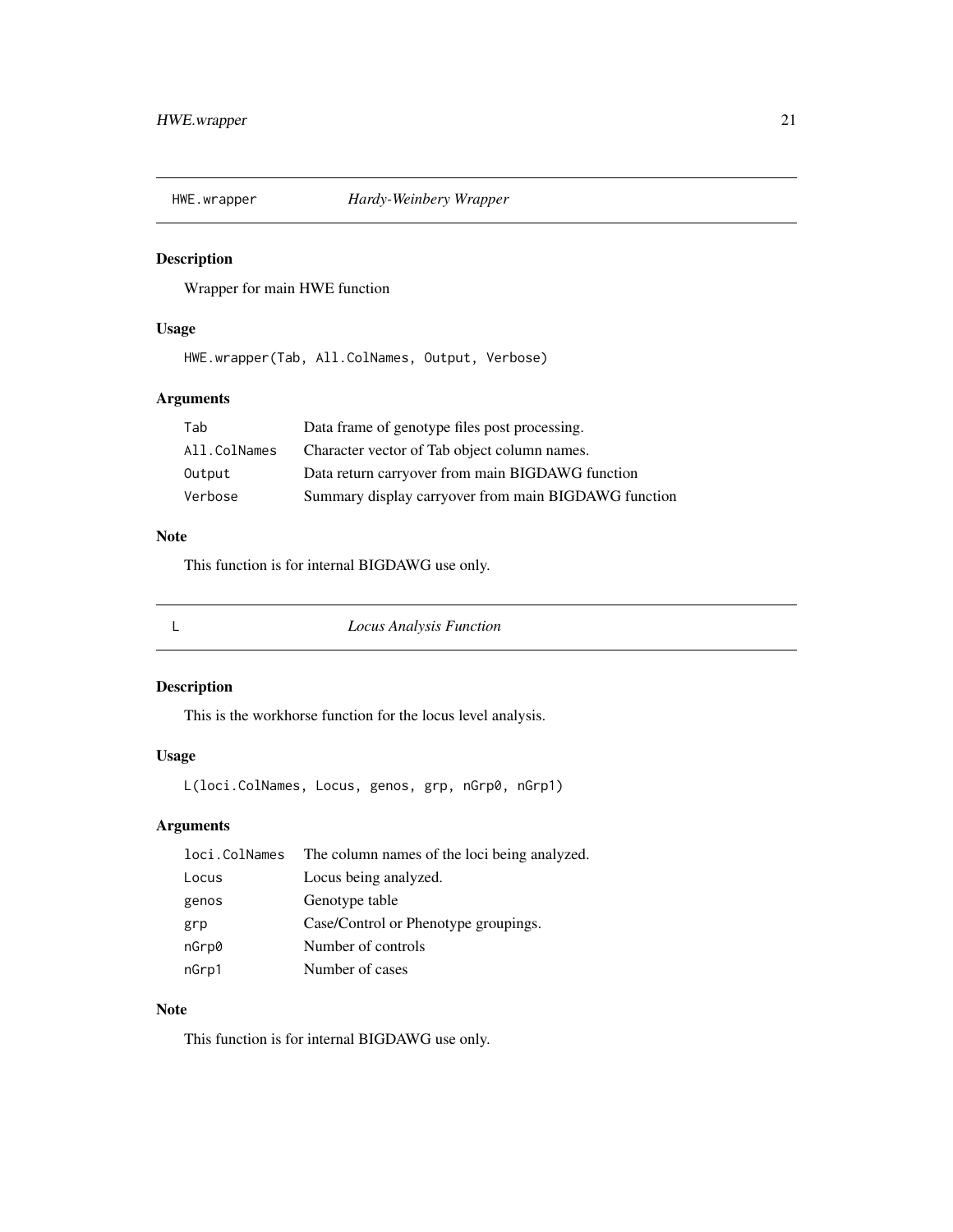## HWE.wrapper — *Hardy-Weinbery Wrapper*

### Description

Wrapper for main HWE function

### Usage

```
HWE.wrapper(Tab, All.ColNames, Output, Verbose)
```

### Arguments

| | |
|---|---|
| `Tab` | Data frame of genotype files post processing. |
| `All.ColNames` | Character vector of Tab object column names. |
| `Output` | Data return carryover from main BIGDAWG function |
| `Verbose` | Summary display carryover from main BIGDAWG function |

### Note

This function is for internal BIGDAWG use only.

## L — *Locus Analysis Function*

### Description

This is the workhorse function for the locus level analysis.

### Usage

```
L(loci.ColNames, Locus, genos, grp, nGrp0, nGrp1)
```

### Arguments

| | |
|---|---|
| `loci.ColNames` | The column names of the loci being analyzed. |
| `Locus` | Locus being analyzed. |
| `genos` | Genotype table |
| `grp` | Case/Control or Phenotype groupings. |
| `nGrp0` | Number of controls |
| `nGrp1` | Number of cases |

### Note

This function is for internal BIGDAWG use only.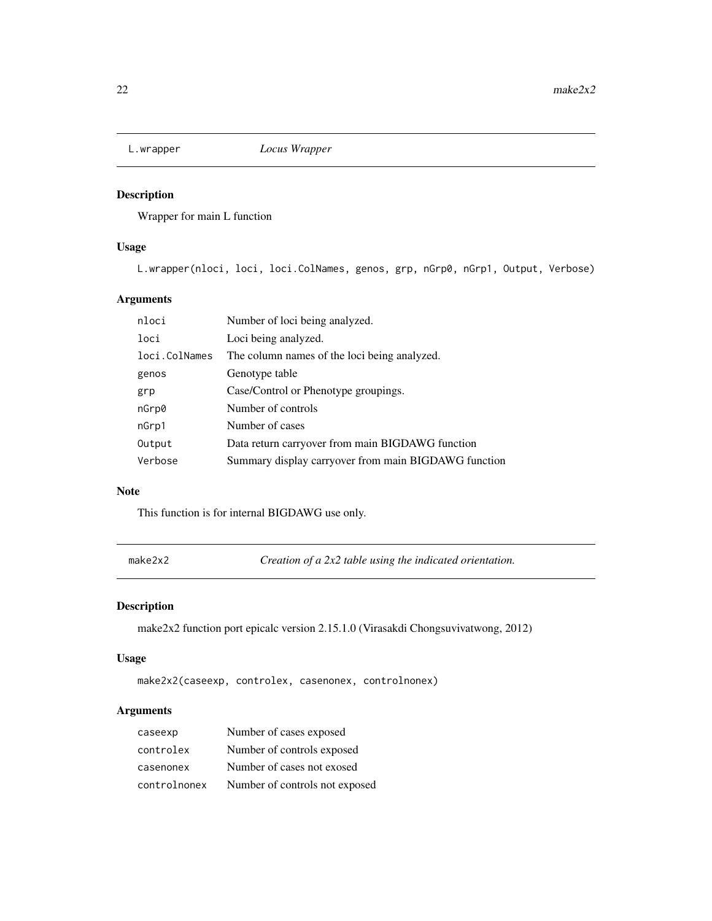## L.wrapper *Locus Wrapper*

### Description

Wrapper for main L function

### Usage

```
L.wrapper(nloci, loci, loci.ColNames, genos, grp, nGrp0, nGrp1, Output, Verbose)
```

### Arguments

| | |
|---|---|
| nloci | Number of loci being analyzed. |
| loci | Loci being analyzed. |
| loci.ColNames | The column names of the loci being analyzed. |
| genos | Genotype table |
| grp | Case/Control or Phenotype groupings. |
| nGrp0 | Number of controls |
| nGrp1 | Number of cases |
| Output | Data return carryover from main BIGDAWG function |
| Verbose | Summary display carryover from main BIGDAWG function |

### Note

This function is for internal BIGDAWG use only.

## make2x2 *Creation of a 2x2 table using the indicated orientation.*

### Description

make2x2 function port epicalc version 2.15.1.0 (Virasakdi Chongsuvivatwong, 2012)

### Usage

```
make2x2(caseexp, controlex, casenonex, controlnonex)
```

### Arguments

| | |
|---|---|
| caseexp | Number of cases exposed |
| controlex | Number of controls exposed |
| casenonex | Number of cases not exosed |
| controlnonex | Number of controls not exposed |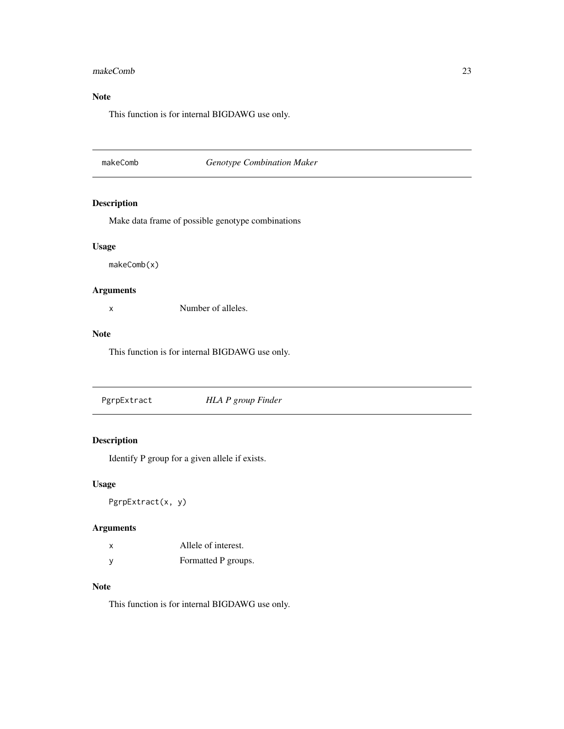### Note

This function is for internal BIGDAWG use only.

---

## makeComb — *Genotype Combination Maker*

### Description

Make data frame of possible genotype combinations

### Usage

```
makeComb(x)
```

### Arguments

| | |
|---|---|
| x | Number of alleles. |

### Note

This function is for internal BIGDAWG use only.

---

## PgrpExtract — *HLA P group Finder*

### Description

Identify P group for a given allele if exists.

### Usage

```
PgrpExtract(x, y)
```

### Arguments

| | |
|---|---|
| x | Allele of interest. |
| y | Formatted P groups. |

### Note

This function is for internal BIGDAWG use only.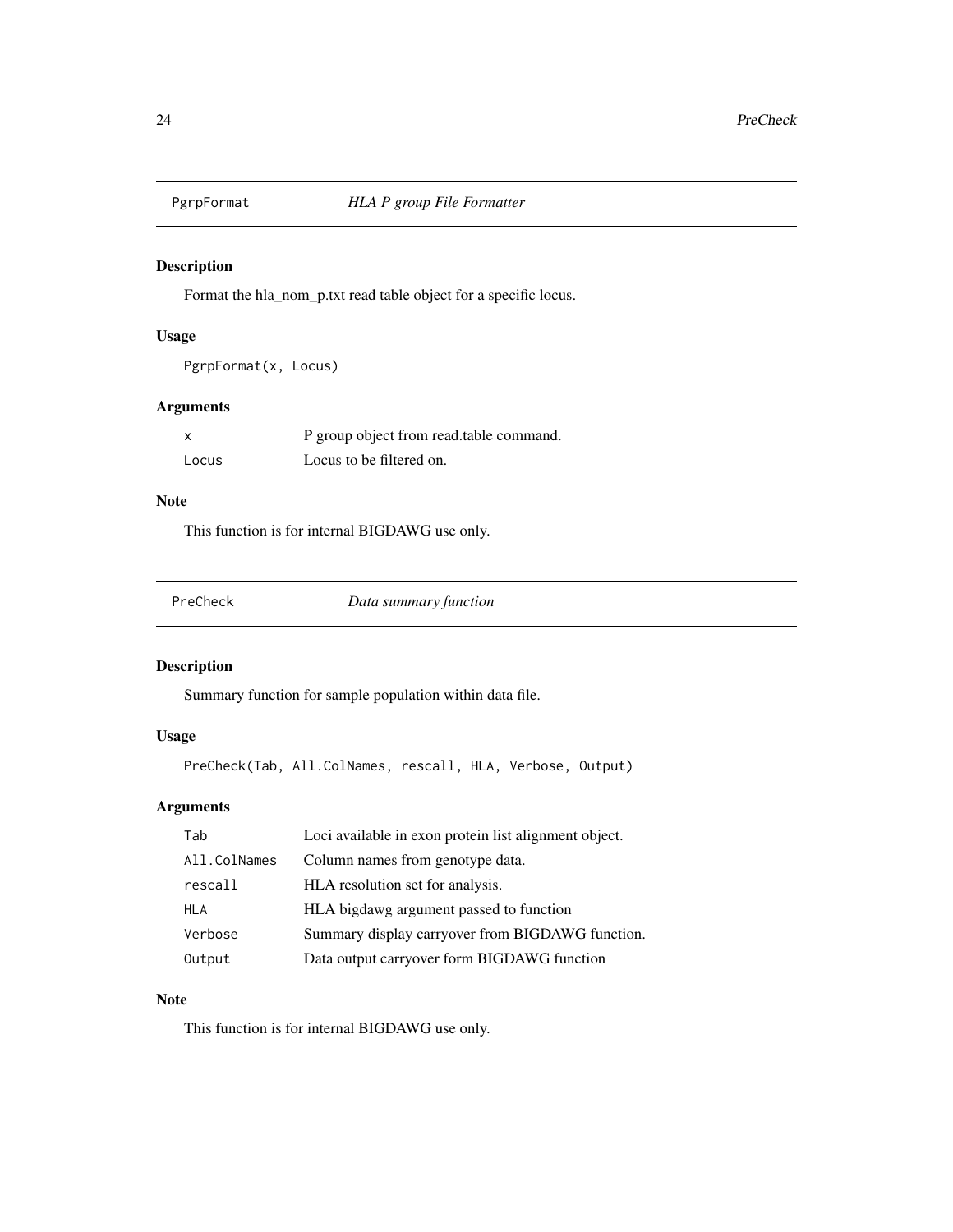## PgrpFormat — *HLA P group File Formatter*

### Description

Format the hla_nom_p.txt read table object for a specific locus.

### Usage

```
PgrpFormat(x, Locus)
```

### Arguments

| | |
|---|---|
| `x` | P group object from read.table command. |
| `Locus` | Locus to be filtered on. |

### Note

This function is for internal BIGDAWG use only.

## PreCheck — *Data summary function*

### Description

Summary function for sample population within data file.

### Usage

```
PreCheck(Tab, All.ColNames, rescall, HLA, Verbose, Output)
```

### Arguments

| | |
|---|---|
| `Tab` | Loci available in exon protein list alignment object. |
| `All.ColNames` | Column names from genotype data. |
| `rescall` | HLA resolution set for analysis. |
| `HLA` | HLA bigdawg argument passed to function |
| `Verbose` | Summary display carryover from BIGDAWG function. |
| `Output` | Data output carryover form BIGDAWG function |

### Note

This function is for internal BIGDAWG use only.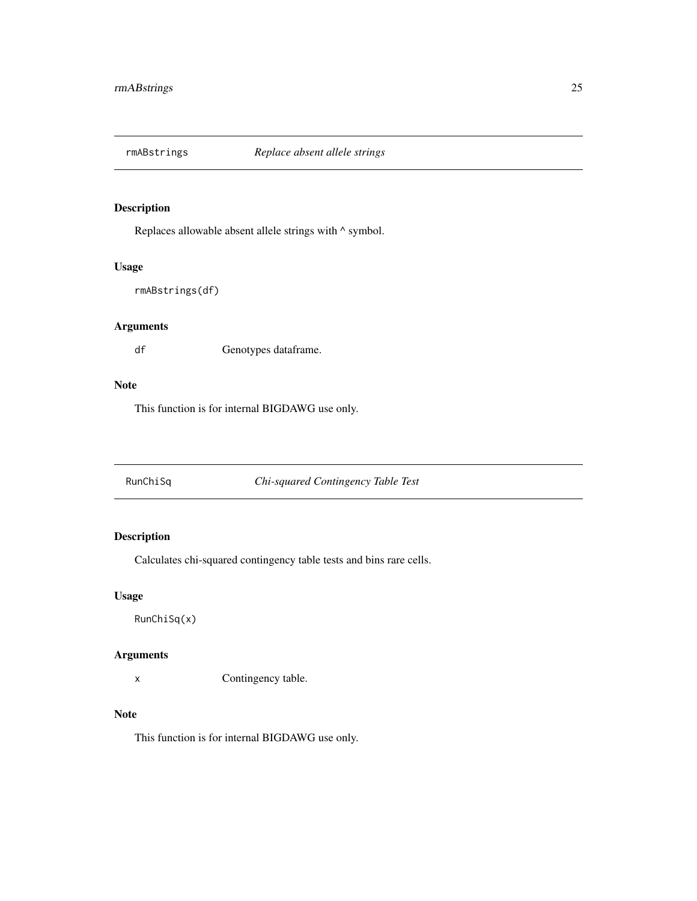## rmABstrings *Replace absent allele strings*

### Description

Replaces allowable absent allele strings with ^ symbol.

### Usage

```
rmABstrings(df)
```

### Arguments

| | |
|---|---|
| df | Genotypes dataframe. |

### Note

This function is for internal BIGDAWG use only.

## RunChiSq *Chi-squared Contingency Table Test*

### Description

Calculates chi-squared contingency table tests and bins rare cells.

### Usage

```
RunChiSq(x)
```

### Arguments

| | |
|---|---|
| x | Contingency table. |

### Note

This function is for internal BIGDAWG use only.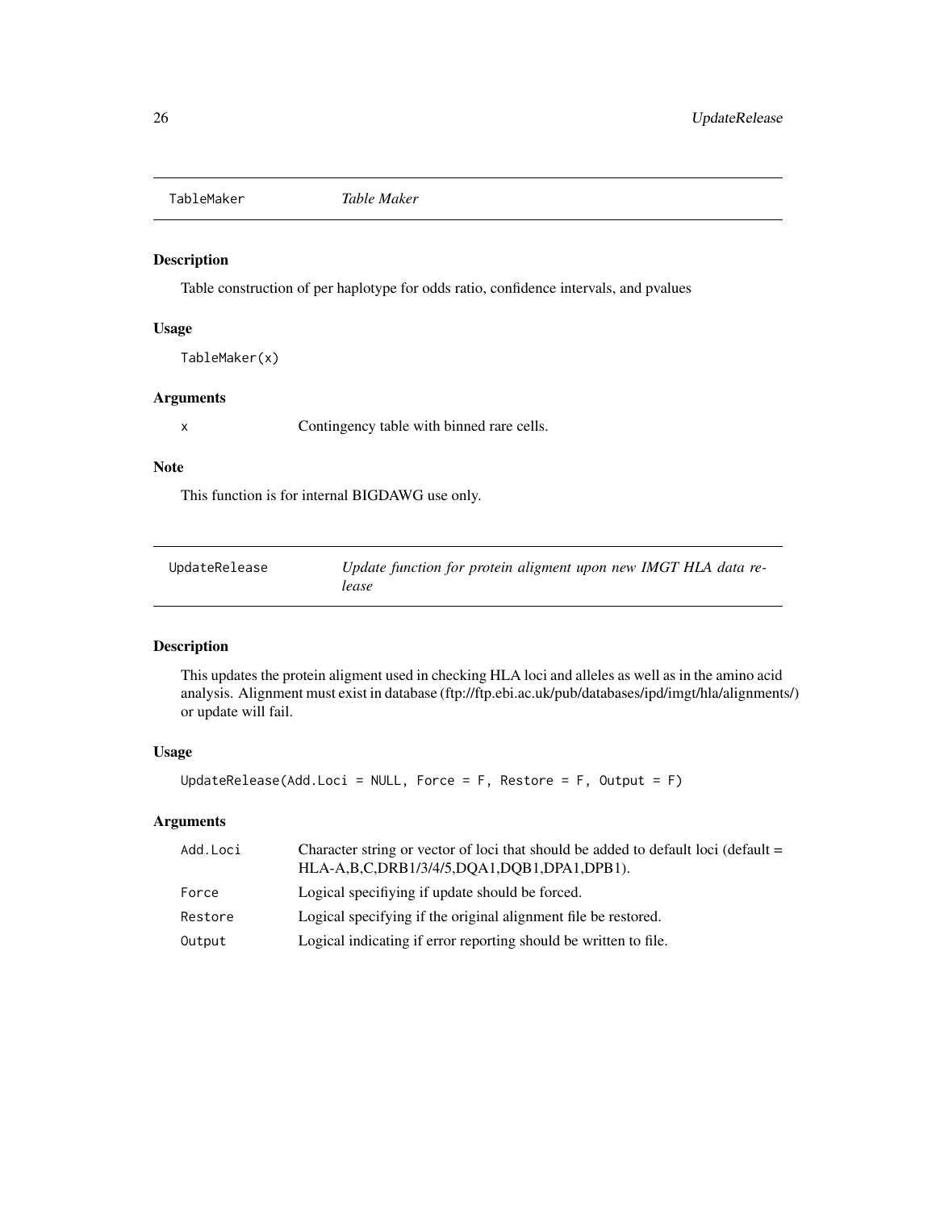## TableMaker *Table Maker*

### Description

Table construction of per haplotype for odds ratio, confidence intervals, and pvalues

### Usage

```
TableMaker(x)
```

### Arguments

| | |
|---|---|
| x | Contingency table with binned rare cells. |

### Note

This function is for internal BIGDAWG use only.

## UpdateRelease *Update function for protein aligment upon new IMGT HLA data release*

### Description

This updates the protein aligment used in checking HLA loci and alleles as well as in the amino acid analysis. Alignment must exist in database (ftp://ftp.ebi.ac.uk/pub/databases/ipd/imgt/hla/alignments/) or update will fail.

### Usage

```
UpdateRelease(Add.Loci = NULL, Force = F, Restore = F, Output = F)
```

### Arguments

| | |
|---|---|
| Add.Loci | Character string or vector of loci that should be added to default loci (default = HLA-A,B,C,DRB1/3/4/5,DQA1,DQB1,DPA1,DPB1). |
| Force | Logical specifiying if update should be forced. |
| Restore | Logical specifying if the original alignment file be restored. |
| Output | Logical indicating if error reporting should be written to file. |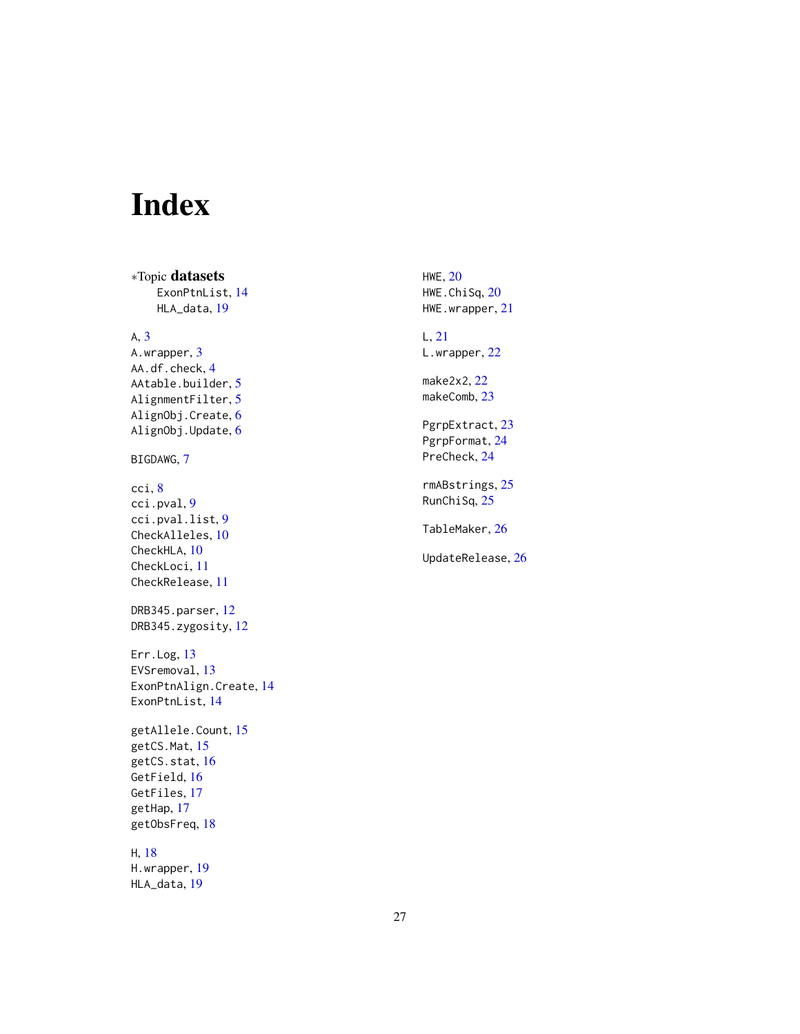# Index

∗Topic **datasets**
- ExonPtnList, 14
- HLA_data, 19

A, 3
A.wrapper, 3
AA.df.check, 4
AAtable.builder, 5
AlignmentFilter, 5
AlignObj.Create, 6
AlignObj.Update, 6

BIGDAWG, 7

cci, 8
cci.pval, 9
cci.pval.list, 9
CheckAlleles, 10
CheckHLA, 10
CheckLoci, 11
CheckRelease, 11

DRB345.parser, 12
DRB345.zygosity, 12

Err.Log, 13
EVSremoval, 13
ExonPtnAlign.Create, 14
ExonPtnList, 14

getAllele.Count, 15
getCS.Mat, 15
getCS.stat, 16
GetField, 16
GetFiles, 17
getHap, 17
getObsFreq, 18

H, 18
H.wrapper, 19
HLA_data, 19

HWE, 20
HWE.ChiSq, 20
HWE.wrapper, 21

L, 21
L.wrapper, 22

make2x2, 22
makeComb, 23

PgrpExtract, 23
PgrpFormat, 24
PreCheck, 24

rmABstrings, 25
RunChiSq, 25

TableMaker, 26

UpdateRelease, 26